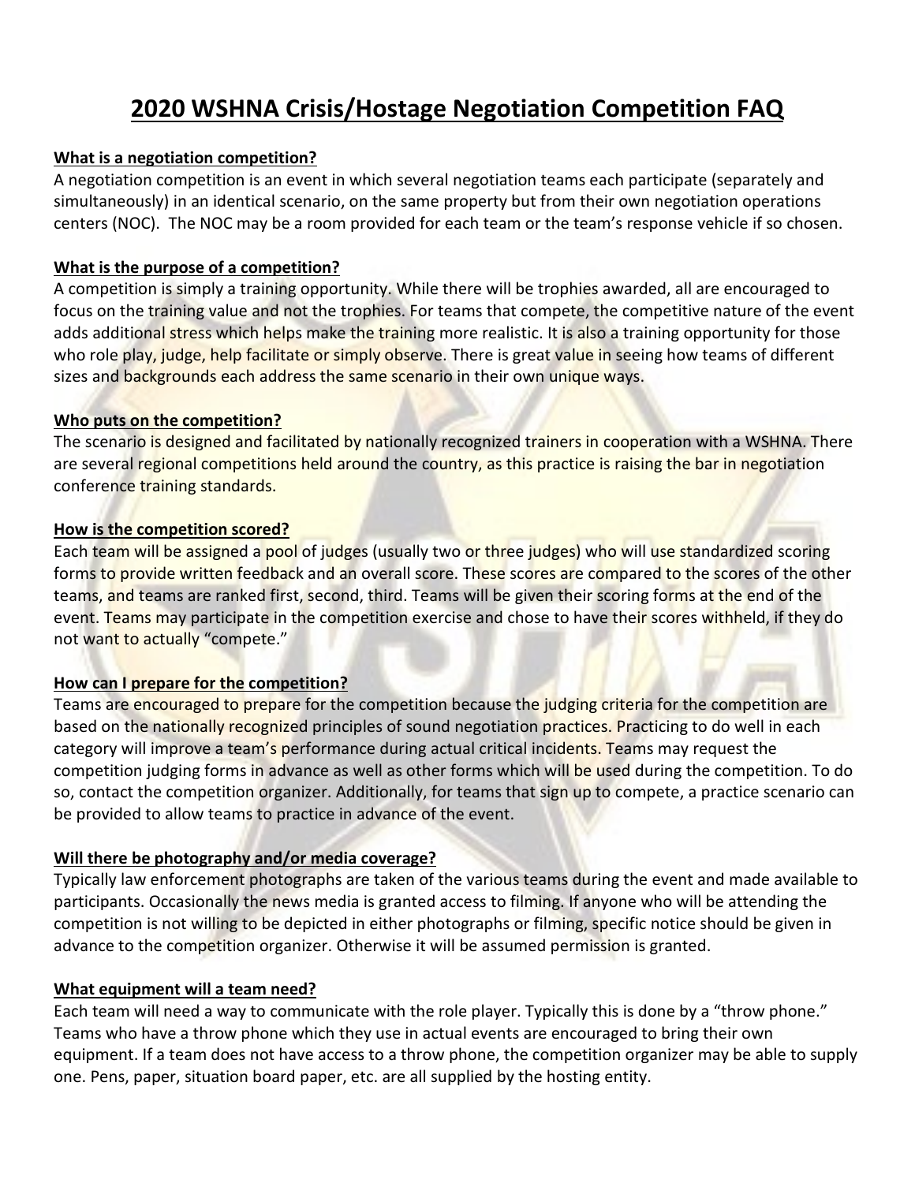# 2020 WSHNA Crisis/Hostage Negotiation Competition FAQ

**What is a negotiation competition?**

A negotiation competition is an event in which several negotiation teams each participate (separately and simultaneously) in an identical scenario, on the same property but from their own negotiation operations centers (NOC). The NOC may be a room provided for each team or the team's response vehicle if so chosen.

**What is the purpose of a competition?**

A competition is simply a training opportunity. While there will be trophies awarded, all are encouraged to focus on the training value and not the trophies. For teams that compete, the competitive nature of the event adds additional stress which helps make the training more realistic. It is also a training opportunity for those who role play, judge, help facilitate or simply observe. There is great value in seeing how teams of different sizes and backgrounds each address the same scenario in their own unique ways.

**Who puts on the competition?**

The scenario is designed and facilitated by nationally recognized trainers in cooperation with a WSHNA. There are several regional competitions held around the country, as this practice is raising the bar in negotiation conference training standards.

**How is the competition scored?**

Each team will be assigned a pool of judges (usually two or three judges) who will use standardized scoring forms to provide written feedback and an overall score. These scores are compared to the scores of the other teams, and teams are ranked first, second, third. Teams will be given their scoring forms at the end of the event. Teams may participate in the competition exercise and chose to have their scores withheld, if they do not want to actually "compete."

**How can I prepare for the competition?**

Teams are encouraged to prepare for the competition because the judging criteria for the competition are based on the nationally recognized principles of sound negotiation practices. Practicing to do well in each category will improve a team's performance during actual critical incidents. Teams may request the competition judging forms in advance as well as other forms which will be used during the competition. To do so, contact the competition organizer. Additionally, for teams that sign up to compete, a practice scenario can be provided to allow teams to practice in advance of the event.

**Will there be photography and/or media coverage?**

Typically law enforcement photographs are taken of the various teams during the event and made available to participants. Occasionally the news media is granted access to filming. If anyone who will be attending the competition is not willing to be depicted in either photographs or filming, specific notice should be given in advance to the competition organizer. Otherwise it will be assumed permission is granted.

**What equipment will a team need?**

Each team will need a way to communicate with the role player. Typically this is done by a "throw phone." Teams who have a throw phone which they use in actual events are encouraged to bring their own equipment. If a team does not have access to a throw phone, the competition organizer may be able to supply one. Pens, paper, situation board paper, etc. are all supplied by the hosting entity.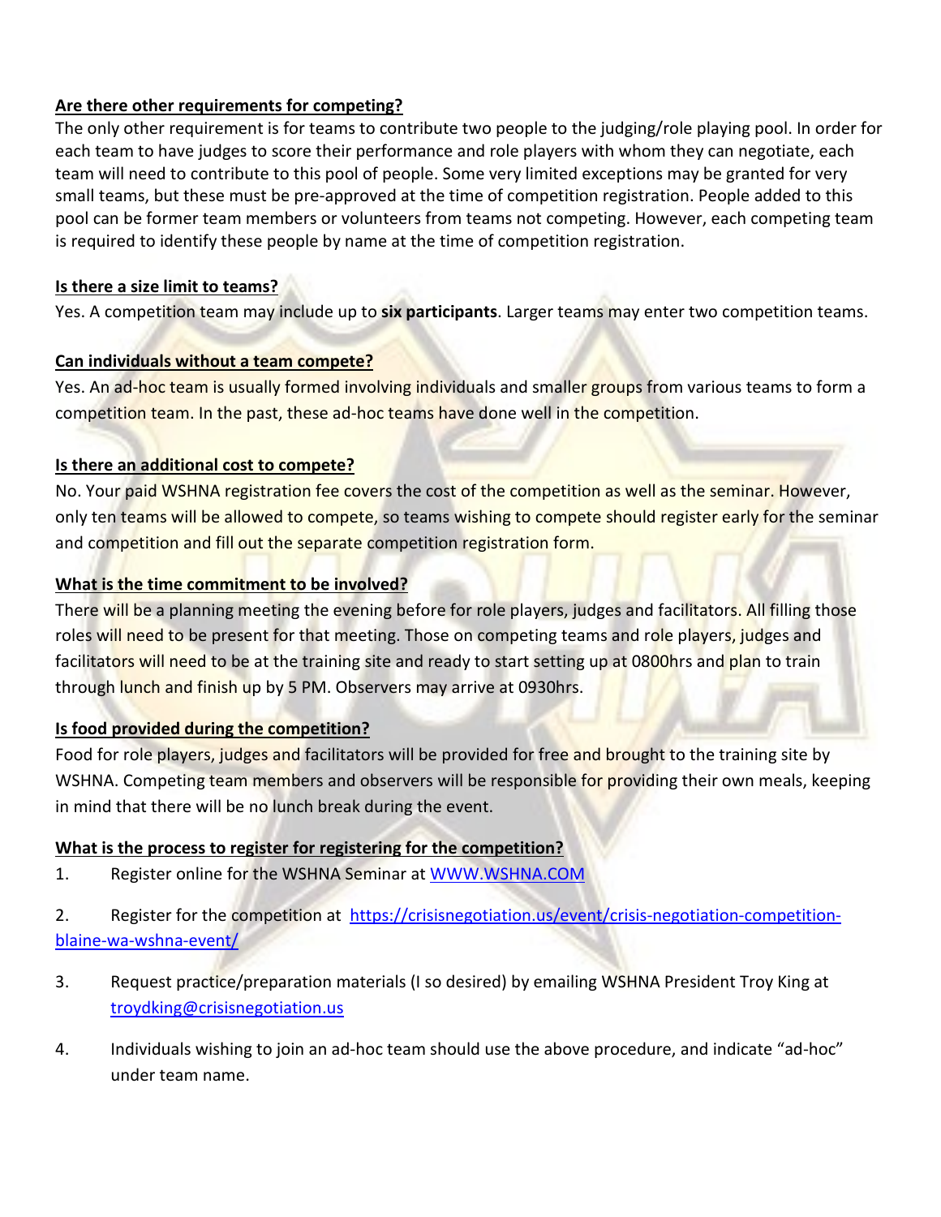**Are there other requirements for competing?**

The only other requirement is for teams to contribute two people to the judging/role playing pool. In order for each team to have judges to score their performance and role players with whom they can negotiate, each team will need to contribute to this pool of people. Some very limited exceptions may be granted for very small teams, but these must be pre-approved at the time of competition registration. People added to this pool can be former team members or volunteers from teams not competing. However, each competing team is required to identify these people by name at the time of competition registration.

**Is there a size limit to teams?**

Yes. A competition team may include up to **six participants**. Larger teams may enter two competition teams.

**Can individuals without a team compete?**

Yes. An ad-hoc team is usually formed involving individuals and smaller groups from various teams to form a competition team. In the past, these ad-hoc teams have done well in the competition.

**Is there an additional cost to compete?**

No. Your paid WSHNA registration fee covers the cost of the competition as well as the seminar. However, only ten teams will be allowed to compete, so teams wishing to compete should register early for the seminar and competition and fill out the separate competition registration form.

**What is the time commitment to be involved?**

There will be a planning meeting the evening before for role players, judges and facilitators. All filling those roles will need to be present for that meeting. Those on competing teams and role players, judges and facilitators will need to be at the training site and ready to start setting up at 0800hrs and plan to train through lunch and finish up by 5 PM. Observers may arrive at 0930hrs.

**Is food provided during the competition?**

Food for role players, judges and facilitators will be provided for free and brought to the training site by WSHNA. Competing team members and observers will be responsible for providing their own meals, keeping in mind that there will be no lunch break during the event.

**What is the process to register for registering for the competition?**

1. Register online for the WSHNA Seminar at [WWW.WSHNA.COM](http://WWW.WSHNA.COM)
2. Register for the competition at [https://crisisnegotiation.us/event/crisis-negotiation-competition-blaine-wa-wshna-event/](https://crisisnegotiation.us/event/crisis-negotiation-competition-blaine-wa-wshna-event/)
3. Request practice/preparation materials (I so desired) by emailing WSHNA President Troy King at [troydking@crisisnegotiation.us](mailto:troydking@crisisnegotiation.us)
4. Individuals wishing to join an ad-hoc team should use the above procedure, and indicate "ad-hoc" under team name.